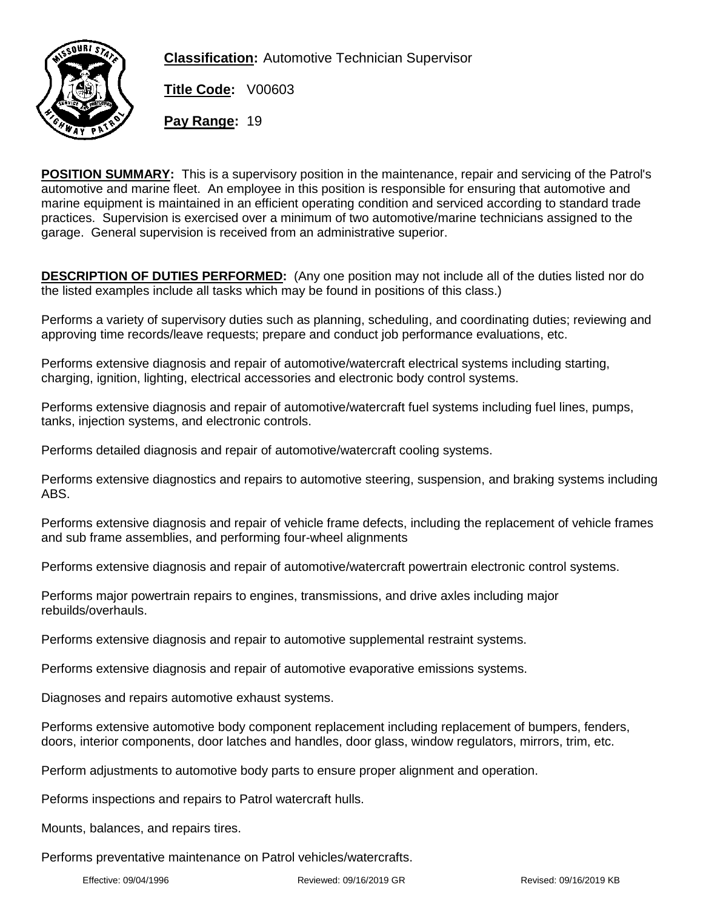**Classification:** Automotive Technician Supervisor

**Title Code:** V00603

**Pay Range:** 19

**POSITION SUMMARY:** This is a supervisory position in the maintenance, repair and servicing of the Patrol's automotive and marine fleet. An employee in this position is responsible for ensuring that automotive and marine equipment is maintained in an efficient operating condition and serviced according to standard trade practices. Supervision is exercised over a minimum of two automotive/marine technicians assigned to the garage. General supervision is received from an administrative superior.

**DESCRIPTION OF DUTIES PERFORMED:** (Any one position may not include all of the duties listed nor do the listed examples include all tasks which may be found in positions of this class.)

Performs a variety of supervisory duties such as planning, scheduling, and coordinating duties; reviewing and approving time records/leave requests; prepare and conduct job performance evaluations, etc.

Performs extensive diagnosis and repair of automotive/watercraft electrical systems including starting, charging, ignition, lighting, electrical accessories and electronic body control systems.

Performs extensive diagnosis and repair of automotive/watercraft fuel systems including fuel lines, pumps, tanks, injection systems, and electronic controls.

Performs detailed diagnosis and repair of automotive/watercraft cooling systems.

Performs extensive diagnostics and repairs to automotive steering, suspension, and braking systems including ABS.

Performs extensive diagnosis and repair of vehicle frame defects, including the replacement of vehicle frames and sub frame assemblies, and performing four-wheel alignments

Performs extensive diagnosis and repair of automotive/watercraft powertrain electronic control systems.

Performs major powertrain repairs to engines, transmissions, and drive axles including major rebuilds/overhauls.

Performs extensive diagnosis and repair to automotive supplemental restraint systems.

Performs extensive diagnosis and repair of automotive evaporative emissions systems.

Diagnoses and repairs automotive exhaust systems.

Performs extensive automotive body component replacement including replacement of bumpers, fenders, doors, interior components, door latches and handles, door glass, window regulators, mirrors, trim, etc.

Perform adjustments to automotive body parts to ensure proper alignment and operation.

Peforms inspections and repairs to Patrol watercraft hulls.

Mounts, balances, and repairs tires.

Performs preventative maintenance on Patrol vehicles/watercrafts.

Effective: 09/04/1996 Reviewed: 09/16/2019 GR Revised: 09/16/2019 KB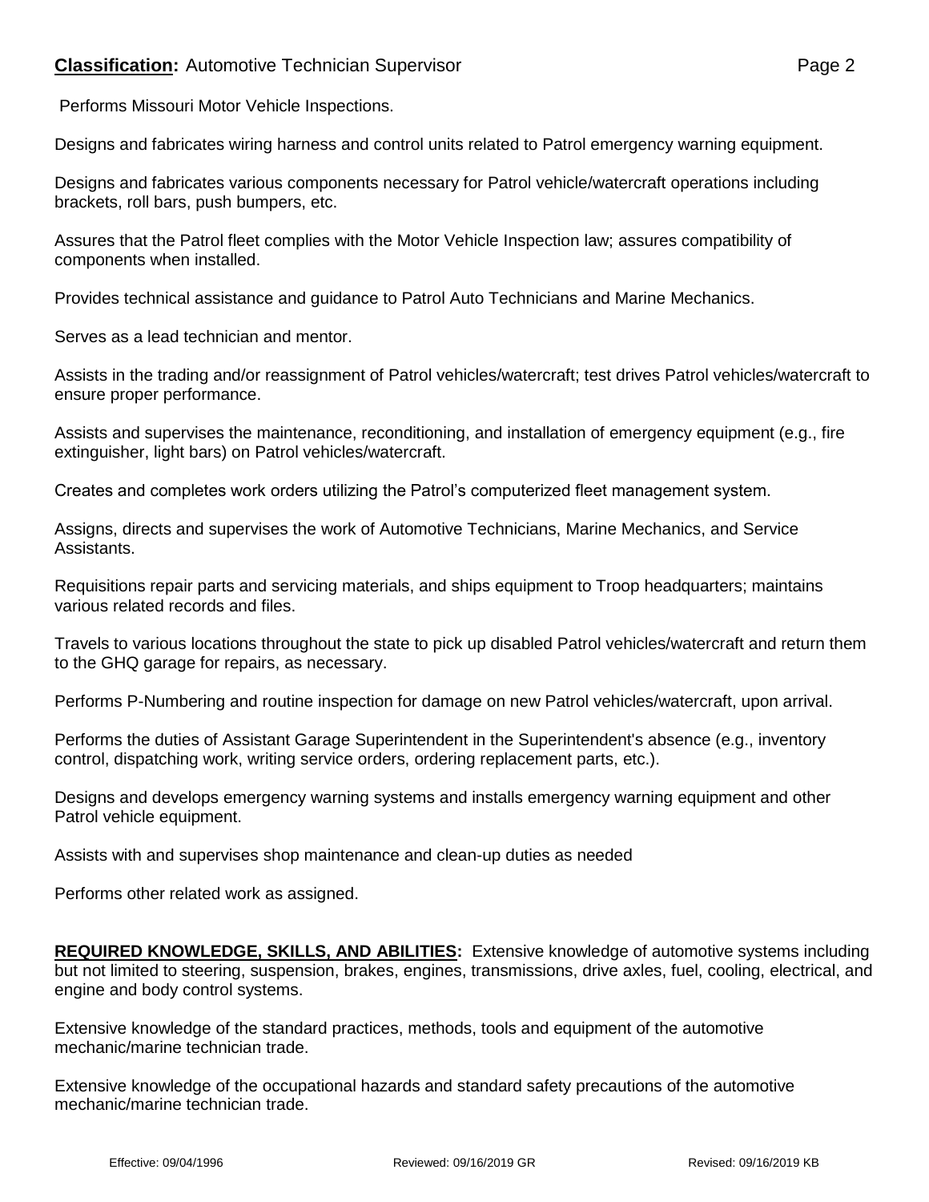Performs Missouri Motor Vehicle Inspections.

Designs and fabricates wiring harness and control units related to Patrol emergency warning equipment.

Designs and fabricates various components necessary for Patrol vehicle/watercraft operations including brackets, roll bars, push bumpers, etc.

Assures that the Patrol fleet complies with the Motor Vehicle Inspection law; assures compatibility of components when installed.

Provides technical assistance and guidance to Patrol Auto Technicians and Marine Mechanics.

Serves as a lead technician and mentor.

Assists in the trading and/or reassignment of Patrol vehicles/watercraft; test drives Patrol vehicles/watercraft to ensure proper performance.

Assists and supervises the maintenance, reconditioning, and installation of emergency equipment (e.g., fire extinguisher, light bars) on Patrol vehicles/watercraft.

Creates and completes work orders utilizing the Patrol's computerized fleet management system.

Assigns, directs and supervises the work of Automotive Technicians, Marine Mechanics, and Service Assistants.

Requisitions repair parts and servicing materials, and ships equipment to Troop headquarters; maintains various related records and files.

Travels to various locations throughout the state to pick up disabled Patrol vehicles/watercraft and return them to the GHQ garage for repairs, as necessary.

Performs P-Numbering and routine inspection for damage on new Patrol vehicles/watercraft, upon arrival.

Performs the duties of Assistant Garage Superintendent in the Superintendent's absence (e.g., inventory control, dispatching work, writing service orders, ordering replacement parts, etc.).

Designs and develops emergency warning systems and installs emergency warning equipment and other Patrol vehicle equipment.

Assists with and supervises shop maintenance and clean-up duties as needed

Performs other related work as assigned.

**REQUIRED KNOWLEDGE, SKILLS, AND ABILITIES:** Extensive knowledge of automotive systems including but not limited to steering, suspension, brakes, engines, transmissions, drive axles, fuel, cooling, electrical, and engine and body control systems.

Extensive knowledge of the standard practices, methods, tools and equipment of the automotive mechanic/marine technician trade.

Extensive knowledge of the occupational hazards and standard safety precautions of the automotive mechanic/marine technician trade.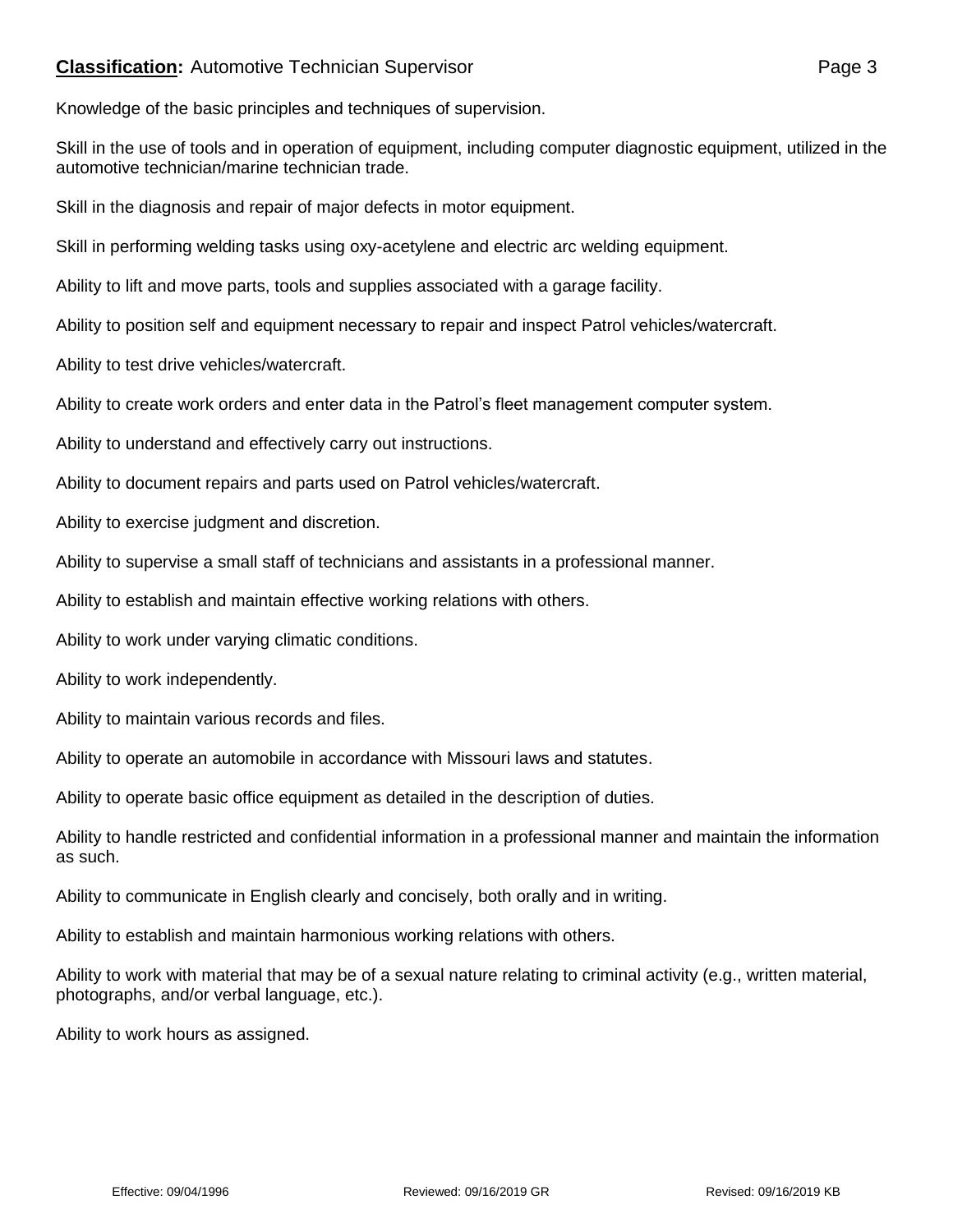Knowledge of the basic principles and techniques of supervision.

Skill in the use of tools and in operation of equipment, including computer diagnostic equipment, utilized in the automotive technician/marine technician trade.

Skill in the diagnosis and repair of major defects in motor equipment.

Skill in performing welding tasks using oxy-acetylene and electric arc welding equipment.

Ability to lift and move parts, tools and supplies associated with a garage facility.

Ability to position self and equipment necessary to repair and inspect Patrol vehicles/watercraft.

Ability to test drive vehicles/watercraft.

Ability to create work orders and enter data in the Patrol's fleet management computer system.

Ability to understand and effectively carry out instructions.

Ability to document repairs and parts used on Patrol vehicles/watercraft.

Ability to exercise judgment and discretion.

Ability to supervise a small staff of technicians and assistants in a professional manner.

Ability to establish and maintain effective working relations with others.

Ability to work under varying climatic conditions.

Ability to work independently.

Ability to maintain various records and files.

Ability to operate an automobile in accordance with Missouri laws and statutes.

Ability to operate basic office equipment as detailed in the description of duties.

Ability to handle restricted and confidential information in a professional manner and maintain the information as such.

Ability to communicate in English clearly and concisely, both orally and in writing.

Ability to establish and maintain harmonious working relations with others.

Ability to work with material that may be of a sexual nature relating to criminal activity (e.g., written material, photographs, and/or verbal language, etc.).

Ability to work hours as assigned.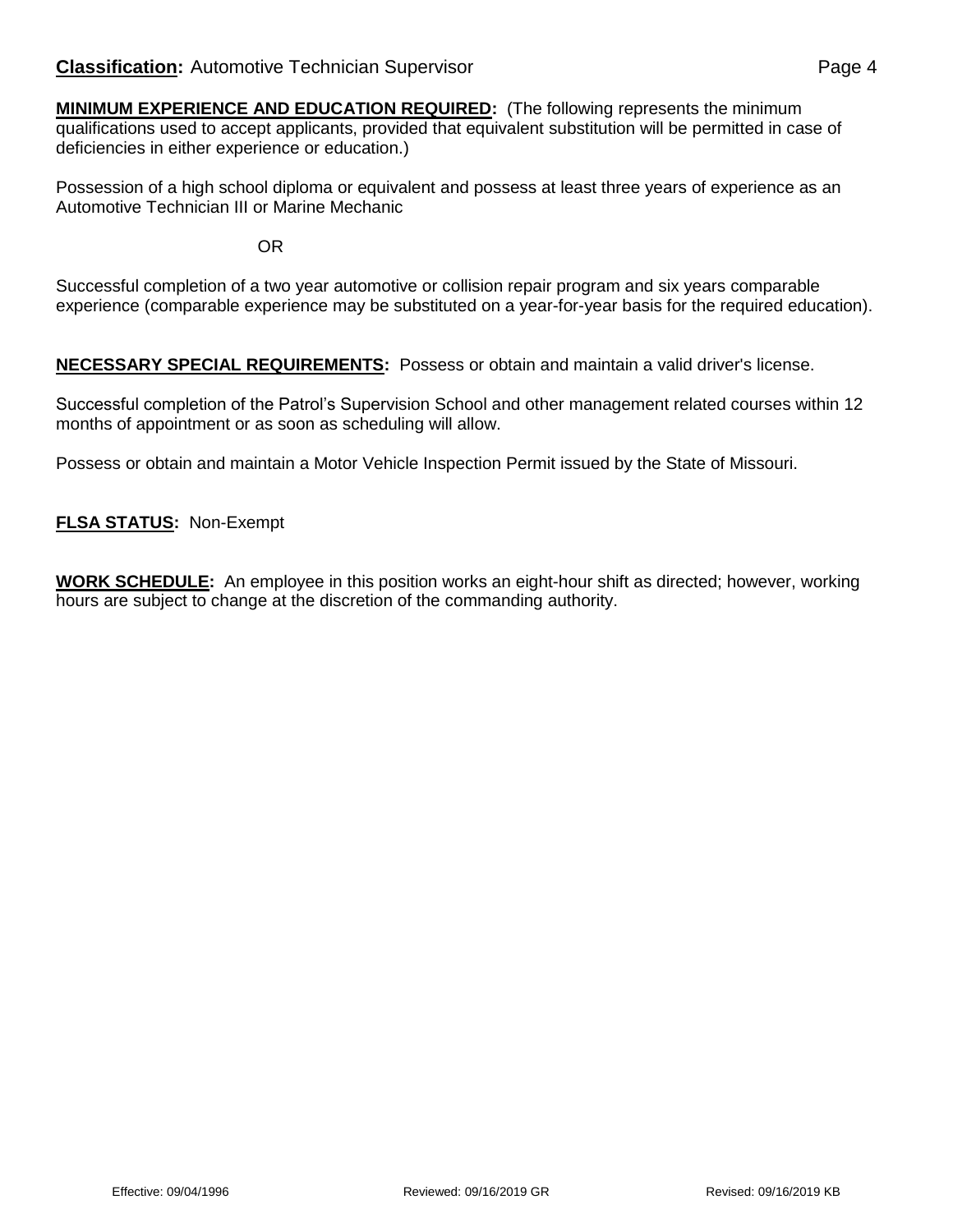**MINIMUM EXPERIENCE AND EDUCATION REQUIRED:** (The following represents the minimum qualifications used to accept applicants, provided that equivalent substitution will be permitted in case of deficiencies in either experience or education.)

Possession of a high school diploma or equivalent and possess at least three years of experience as an Automotive Technician III or Marine Mechanic

OR

Successful completion of a two year automotive or collision repair program and six years comparable experience (comparable experience may be substituted on a year-for-year basis for the required education).

**NECESSARY SPECIAL REQUIREMENTS:** Possess or obtain and maintain a valid driver's license.

Successful completion of the Patrol's Supervision School and other management related courses within 12 months of appointment or as soon as scheduling will allow.

Possess or obtain and maintain a Motor Vehicle Inspection Permit issued by the State of Missouri.

**FLSA STATUS:** Non-Exempt

**WORK SCHEDULE:** An employee in this position works an eight-hour shift as directed; however, working hours are subject to change at the discretion of the commanding authority.

Effective: 09/04/1996 Reviewed: 09/16/2019 GR Revised: 09/16/2019 KB